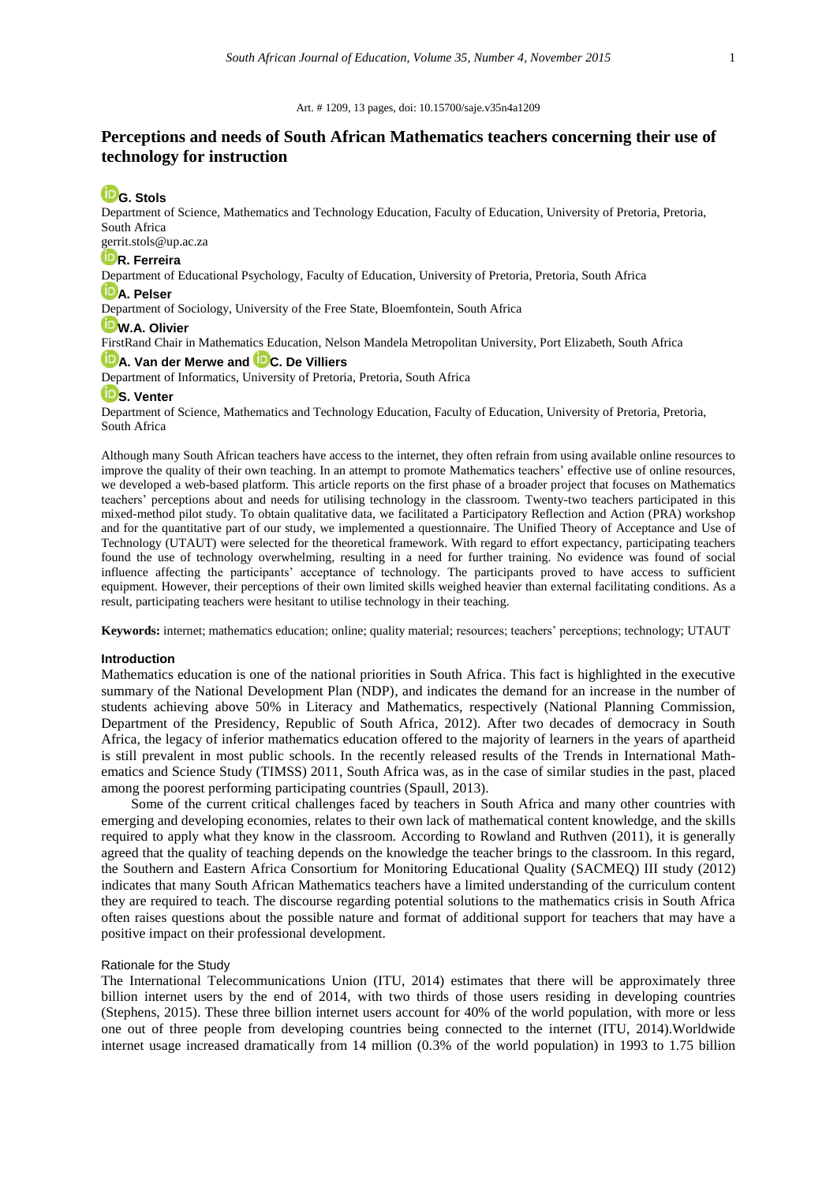Art. # 1209, 13 pages, doi: 10.15700/saje.v35n4a1209

# Perceptions and needs of South African Mathematics teachers concerning their use of technology for instruction

**G. Stols**
Department of Science, Mathematics and Technology Education, Faculty of Education, University of Pretoria, Pretoria, South Africa
gerrit.stols@up.ac.za

**R. Ferreira**
Department of Educational Psychology, Faculty of Education, University of Pretoria, Pretoria, South Africa

**A. Pelser**
Department of Sociology, University of the Free State, Bloemfontein, South Africa

**W.A. Olivier**
FirstRand Chair in Mathematics Education, Nelson Mandela Metropolitan University, Port Elizabeth, South Africa

**A. Van der Merwe and C. De Villiers**
Department of Informatics, University of Pretoria, Pretoria, South Africa

**S. Venter**
Department of Science, Mathematics and Technology Education, Faculty of Education, University of Pretoria, Pretoria, South Africa

Although many South African teachers have access to the internet, they often refrain from using available online resources to improve the quality of their own teaching. In an attempt to promote Mathematics teachers' effective use of online resources, we developed a web-based platform. This article reports on the first phase of a broader project that focuses on Mathematics teachers' perceptions about and needs for utilising technology in the classroom. Twenty-two teachers participated in this mixed-method pilot study. To obtain qualitative data, we facilitated a Participatory Reflection and Action (PRA) workshop and for the quantitative part of our study, we implemented a questionnaire. The Unified Theory of Acceptance and Use of Technology (UTAUT) were selected for the theoretical framework. With regard to effort expectancy, participating teachers found the use of technology overwhelming, resulting in a need for further training. No evidence was found of social influence affecting the participants' acceptance of technology. The participants proved to have access to sufficient equipment. However, their perceptions of their own limited skills weighed heavier than external facilitating conditions. As a result, participating teachers were hesitant to utilise technology in their teaching.

**Keywords:** internet; mathematics education; online; quality material; resources; teachers' perceptions; technology; UTAUT

## Introduction

Mathematics education is one of the national priorities in South Africa. This fact is highlighted in the executive summary of the National Development Plan (NDP), and indicates the demand for an increase in the number of students achieving above 50% in Literacy and Mathematics, respectively (National Planning Commission, Department of the Presidency, Republic of South Africa, 2012). After two decades of democracy in South Africa, the legacy of inferior mathematics education offered to the majority of learners in the years of apartheid is still prevalent in most public schools. In the recently released results of the Trends in International Mathematics and Science Study (TIMSS) 2011, South Africa was, as in the case of similar studies in the past, placed among the poorest performing participating countries (Spaull, 2013).

Some of the current critical challenges faced by teachers in South Africa and many other countries with emerging and developing economies, relates to their own lack of mathematical content knowledge, and the skills required to apply what they know in the classroom. According to Rowland and Ruthven (2011), it is generally agreed that the quality of teaching depends on the knowledge the teacher brings to the classroom. In this regard, the Southern and Eastern Africa Consortium for Monitoring Educational Quality (SACMEQ) III study (2012) indicates that many South African Mathematics teachers have a limited understanding of the curriculum content they are required to teach. The discourse regarding potential solutions to the mathematics crisis in South Africa often raises questions about the possible nature and format of additional support for teachers that may have a positive impact on their professional development.

### Rationale for the Study

The International Telecommunications Union (ITU, 2014) estimates that there will be approximately three billion internet users by the end of 2014, with two thirds of those users residing in developing countries (Stephens, 2015). These three billion internet users account for 40% of the world population, with more or less one out of three people from developing countries being connected to the internet (ITU, 2014).Worldwide internet usage increased dramatically from 14 million (0.3% of the world population) in 1993 to 1.75 billion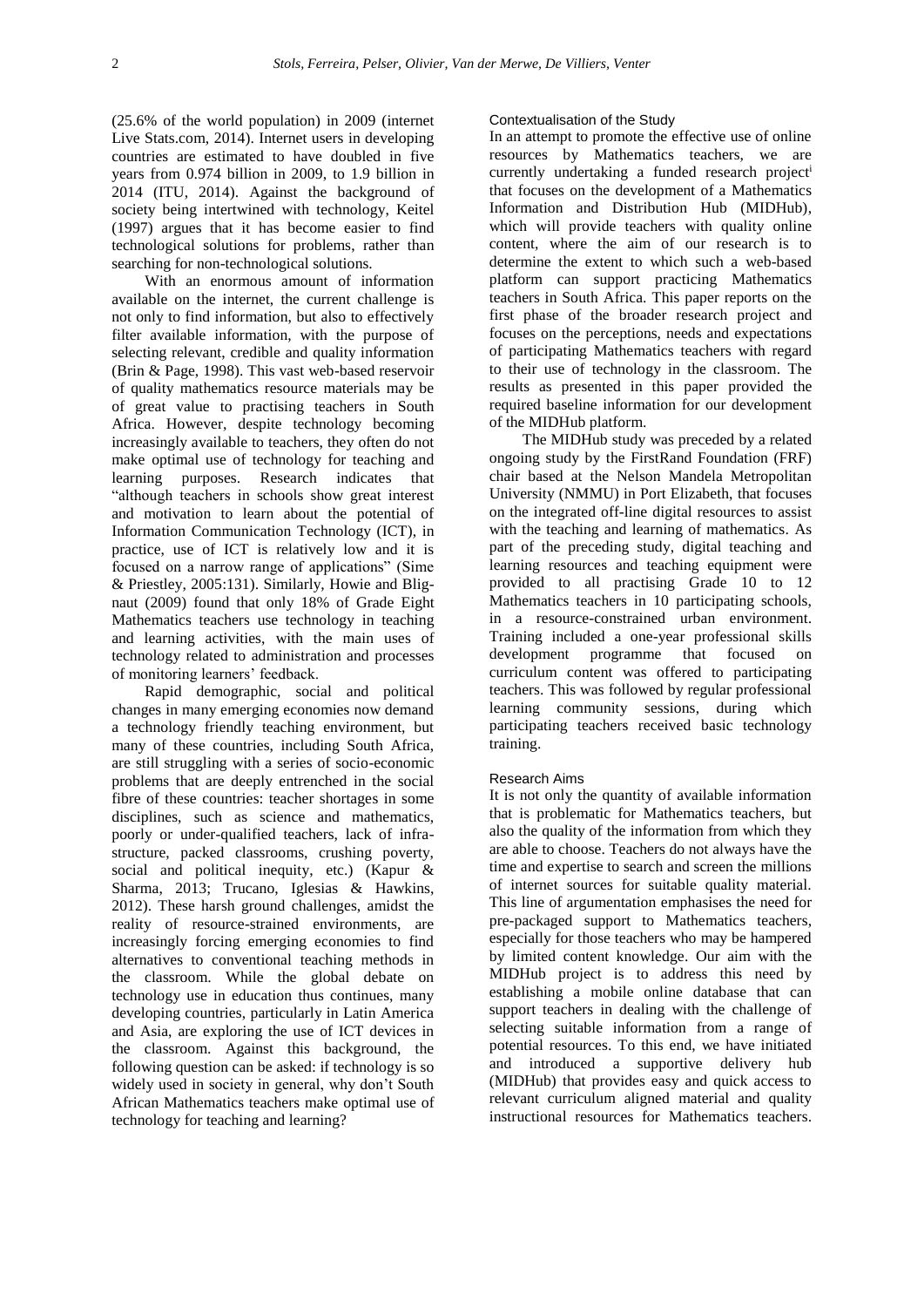(25.6% of the world population) in 2009 (internet Live Stats.com, 2014). Internet users in developing countries are estimated to have doubled in five years from 0.974 billion in 2009, to 1.9 billion in 2014 (ITU, 2014). Against the background of society being intertwined with technology, Keitel (1997) argues that it has become easier to find technological solutions for problems, rather than searching for non-technological solutions.

With an enormous amount of information available on the internet, the current challenge is not only to find information, but also to effectively filter available information, with the purpose of selecting relevant, credible and quality information (Brin & Page, 1998). This vast web-based reservoir of quality mathematics resource materials may be of great value to practising teachers in South Africa. However, despite technology becoming increasingly available to teachers, they often do not make optimal use of technology for teaching and learning purposes. Research indicates that "although teachers in schools show great interest and motivation to learn about the potential of Information Communication Technology (ICT), in practice, use of ICT is relatively low and it is focused on a narrow range of applications" (Sime & Priestley, 2005:131). Similarly, Howie and Blignaut (2009) found that only 18% of Grade Eight Mathematics teachers use technology in teaching and learning activities, with the main uses of technology related to administration and processes of monitoring learners' feedback.

Rapid demographic, social and political changes in many emerging economies now demand a technology friendly teaching environment, but many of these countries, including South Africa, are still struggling with a series of socio-economic problems that are deeply entrenched in the social fibre of these countries: teacher shortages in some disciplines, such as science and mathematics, poorly or under-qualified teachers, lack of infrastructure, packed classrooms, crushing poverty, social and political inequity, etc.) (Kapur & Sharma, 2013; Trucano, Iglesias & Hawkins, 2012). These harsh ground challenges, amidst the reality of resource-strained environments, are increasingly forcing emerging economies to find alternatives to conventional teaching methods in the classroom. While the global debate on technology use in education thus continues, many developing countries, particularly in Latin America and Asia, are exploring the use of ICT devices in the classroom. Against this background, the following question can be asked: if technology is so widely used in society in general, why don't South African Mathematics teachers make optimal use of technology for teaching and learning?

### Contextualisation of the Study

In an attempt to promote the effective use of online resources by Mathematics teachers, we are currently undertaking a funded research project[i] that focuses on the development of a Mathematics Information and Distribution Hub (MIDHub), which will provide teachers with quality online content, where the aim of our research is to determine the extent to which such a web-based platform can support practicing Mathematics teachers in South Africa. This paper reports on the first phase of the broader research project and focuses on the perceptions, needs and expectations of participating Mathematics teachers with regard to their use of technology in the classroom. The results as presented in this paper provided the required baseline information for our development of the MIDHub platform.

The MIDHub study was preceded by a related ongoing study by the FirstRand Foundation (FRF) chair based at the Nelson Mandela Metropolitan University (NMMU) in Port Elizabeth, that focuses on the integrated off-line digital resources to assist with the teaching and learning of mathematics. As part of the preceding study, digital teaching and learning resources and teaching equipment were provided to all practising Grade 10 to 12 Mathematics teachers in 10 participating schools, in a resource-constrained urban environment. Training included a one-year professional skills development programme that focused on curriculum content was offered to participating teachers. This was followed by regular professional learning community sessions, during which participating teachers received basic technology training.

### Research Aims

It is not only the quantity of available information that is problematic for Mathematics teachers, but also the quality of the information from which they are able to choose. Teachers do not always have the time and expertise to search and screen the millions of internet sources for suitable quality material. This line of argumentation emphasises the need for pre-packaged support to Mathematics teachers, especially for those teachers who may be hampered by limited content knowledge. Our aim with the MIDHub project is to address this need by establishing a mobile online database that can support teachers in dealing with the challenge of selecting suitable information from a range of potential resources. To this end, we have initiated and introduced a supportive delivery hub (MIDHub) that provides easy and quick access to relevant curriculum aligned material and quality instructional resources for Mathematics teachers.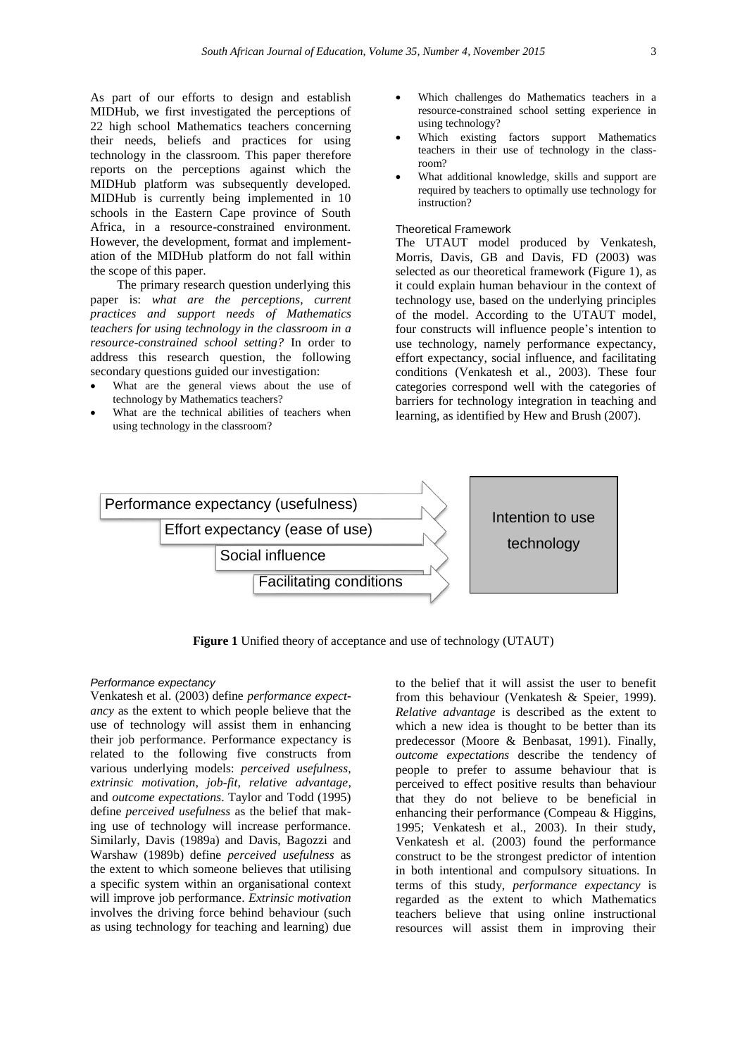As part of our efforts to design and establish MIDHub, we first investigated the perceptions of 22 high school Mathematics teachers concerning their needs, beliefs and practices for using technology in the classroom. This paper therefore reports on the perceptions against which the MIDHub platform was subsequently developed. MIDHub is currently being implemented in 10 schools in the Eastern Cape province of South Africa, in a resource-constrained environment. However, the development, format and implementation of the MIDHub platform do not fall within the scope of this paper.

The primary research question underlying this paper is: *what are the perceptions, current practices and support needs of Mathematics teachers for using technology in the classroom in a resource-constrained school setting?* In order to address this research question, the following secondary questions guided our investigation:

- What are the general views about the use of technology by Mathematics teachers?
- What are the technical abilities of teachers when using technology in the classroom?
- Which challenges do Mathematics teachers in a resource-constrained school setting experience in using technology?
- Which existing factors support Mathematics teachers in their use of technology in the classroom?
- What additional knowledge, skills and support are required by teachers to optimally use technology for instruction?

### Theoretical Framework

The UTAUT model produced by Venkatesh, Morris, Davis, GB and Davis, FD (2003) was selected as our theoretical framework (Figure 1), as it could explain human behaviour in the context of technology use, based on the underlying principles of the model. According to the UTAUT model, four constructs will influence people's intention to use technology, namely performance expectancy, effort expectancy, social influence, and facilitating conditions (Venkatesh et al., 2003). These four categories correspond well with the categories of barriers for technology integration in teaching and learning, as identified by Hew and Brush (2007).

Performance expectancy (usefulness)
Effort expectancy (ease of use)
Social influence
Facilitating conditions
→ Intention to use technology

**Figure 1** Unified theory of acceptance and use of technology (UTAUT)

#### *Performance expectancy*

Venkatesh et al. (2003) define *performance expectancy* as the extent to which people believe that the use of technology will assist them in enhancing their job performance. Performance expectancy is related to the following five constructs from various underlying models: *perceived usefulness*, *extrinsic motivation*, *job-fit*, *relative advantage*, and *outcome expectations*. Taylor and Todd (1995) define *perceived usefulness* as the belief that making use of technology will increase performance. Similarly, Davis (1989a) and Davis, Bagozzi and Warshaw (1989b) define *perceived usefulness* as the extent to which someone believes that utilising a specific system within an organisational context will improve job performance. *Extrinsic motivation* involves the driving force behind behaviour (such as using technology for teaching and learning) due to the belief that it will assist the user to benefit from this behaviour (Venkatesh & Speier, 1999). *Relative advantage* is described as the extent to which a new idea is thought to be better than its predecessor (Moore & Benbasat, 1991). Finally, *outcome expectations* describe the tendency of people to prefer to assume behaviour that is perceived to effect positive results than behaviour that they do not believe to be beneficial in enhancing their performance (Compeau & Higgins, 1995; Venkatesh et al., 2003). In their study, Venkatesh et al. (2003) found the performance construct to be the strongest predictor of intention in both intentional and compulsory situations. In terms of this study, *performance expectancy* is regarded as the extent to which Mathematics teachers believe that using online instructional resources will assist them in improving their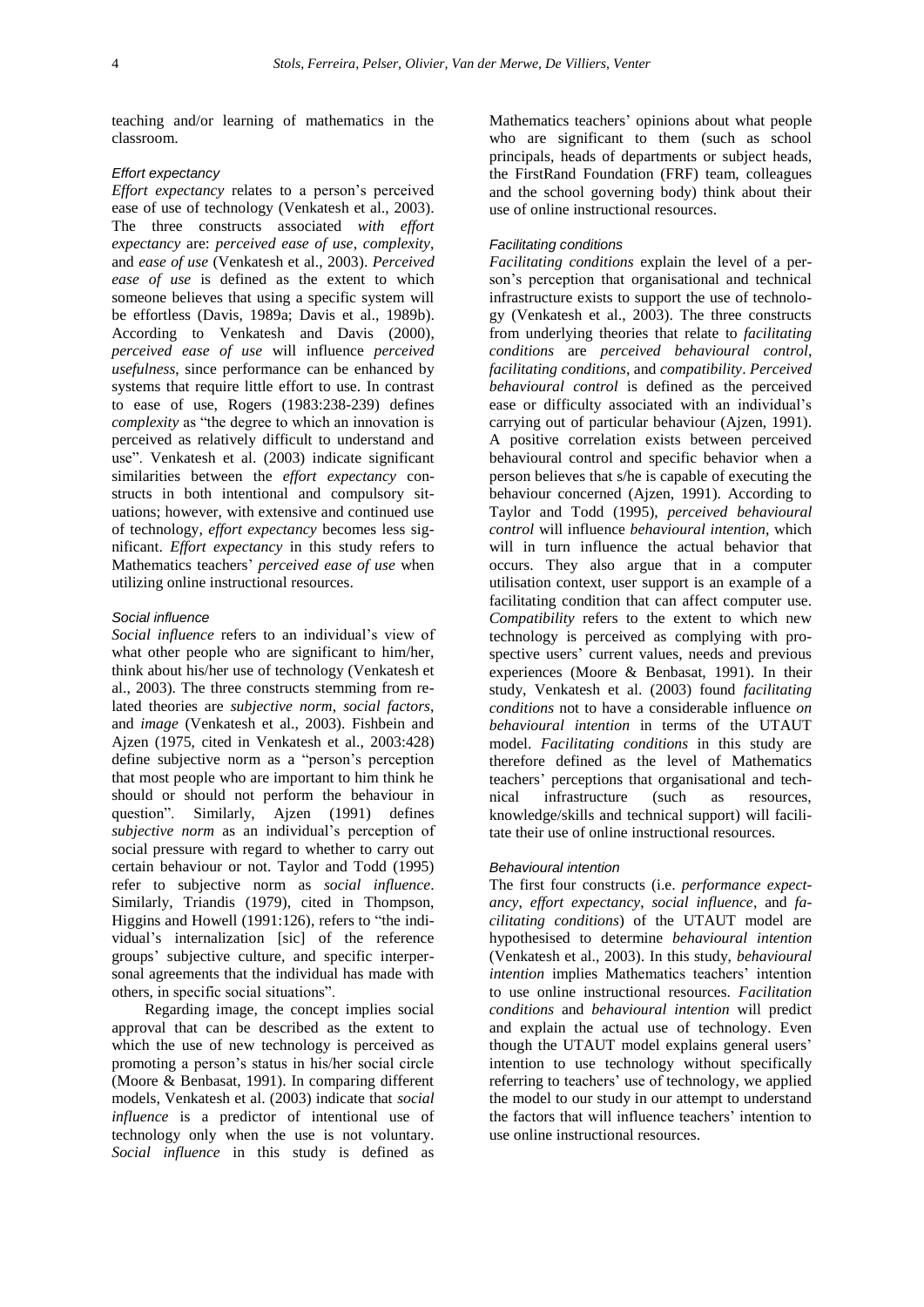teaching and/or learning of mathematics in the classroom.

#### Effort expectancy

*Effort expectancy* relates to a person's perceived ease of use of technology (Venkatesh et al., 2003). The three constructs associated *with effort expectancy* are: *perceived ease of use*, *complexity*, and *ease of use* (Venkatesh et al., 2003). *Perceived ease of use* is defined as the extent to which someone believes that using a specific system will be effortless (Davis, 1989a; Davis et al., 1989b). According to Venkatesh and Davis (2000), *perceived ease of use* will influence *perceived usefulness*, since performance can be enhanced by systems that require little effort to use. In contrast to ease of use, Rogers (1983:238-239) defines *complexity* as "the degree to which an innovation is perceived as relatively difficult to understand and use". Venkatesh et al. (2003) indicate significant similarities between the *effort expectancy* constructs in both intentional and compulsory situations; however, with extensive and continued use of technology, *effort expectancy* becomes less significant. *Effort expectancy* in this study refers to Mathematics teachers' *perceived ease of use* when utilizing online instructional resources.

#### Social influence

*Social influence* refers to an individual's view of what other people who are significant to him/her, think about his/her use of technology (Venkatesh et al., 2003). The three constructs stemming from related theories are *subjective norm*, *social factors*, and *image* (Venkatesh et al., 2003). Fishbein and Ajzen (1975, cited in Venkatesh et al., 2003:428) define subjective norm as a "person's perception that most people who are important to him think he should or should not perform the behaviour in question". Similarly, Ajzen (1991) defines *subjective norm* as an individual's perception of social pressure with regard to whether to carry out certain behaviour or not. Taylor and Todd (1995) refer to subjective norm as *social influence*. Similarly, Triandis (1979), cited in Thompson, Higgins and Howell (1991:126), refers to "the individual's internalization [sic] of the reference groups' subjective culture, and specific interpersonal agreements that the individual has made with others, in specific social situations".

Regarding image, the concept implies social approval that can be described as the extent to which the use of new technology is perceived as promoting a person's status in his/her social circle (Moore & Benbasat, 1991). In comparing different models, Venkatesh et al. (2003) indicate that *social influence* is a predictor of intentional use of technology only when the use is not voluntary. *Social influence* in this study is defined as Mathematics teachers' opinions about what people who are significant to them (such as school principals, heads of departments or subject heads, the FirstRand Foundation (FRF) team, colleagues and the school governing body) think about their use of online instructional resources.

#### Facilitating conditions

*Facilitating conditions* explain the level of a person's perception that organisational and technical infrastructure exists to support the use of technology (Venkatesh et al., 2003). The three constructs from underlying theories that relate to *facilitating conditions* are *perceived behavioural control*, *facilitating conditions*, and *compatibility*. *Perceived behavioural control* is defined as the perceived ease or difficulty associated with an individual's carrying out of particular behaviour (Ajzen, 1991). A positive correlation exists between perceived behavioural control and specific behavior when a person believes that s/he is capable of executing the behaviour concerned (Ajzen, 1991). According to Taylor and Todd (1995), *perceived behavioural control* will influence *behavioural intention*, which will in turn influence the actual behavior that occurs. They also argue that in a computer utilisation context, user support is an example of a facilitating condition that can affect computer use. *Compatibility* refers to the extent to which new technology is perceived as complying with prospective users' current values, needs and previous experiences (Moore & Benbasat, 1991). In their study, Venkatesh et al. (2003) found *facilitating conditions* not to have a considerable influence *on behavioural intention* in terms of the UTAUT model. *Facilitating conditions* in this study are therefore defined as the level of Mathematics teachers' perceptions that organisational and technical infrastructure (such as resources, knowledge/skills and technical support) will facilitate their use of online instructional resources.

#### Behavioural intention

The first four constructs (i.e. *performance expectancy*, *effort expectancy*, *social influence*, and *facilitating conditions*) of the UTAUT model are hypothesised to determine *behavioural intention* (Venkatesh et al., 2003). In this study, *behavioural intention* implies Mathematics teachers' intention to use online instructional resources. *Facilitation conditions* and *behavioural intention* will predict and explain the actual use of technology. Even though the UTAUT model explains general users' intention to use technology without specifically referring to teachers' use of technology, we applied the model to our study in our attempt to understand the factors that will influence teachers' intention to use online instructional resources.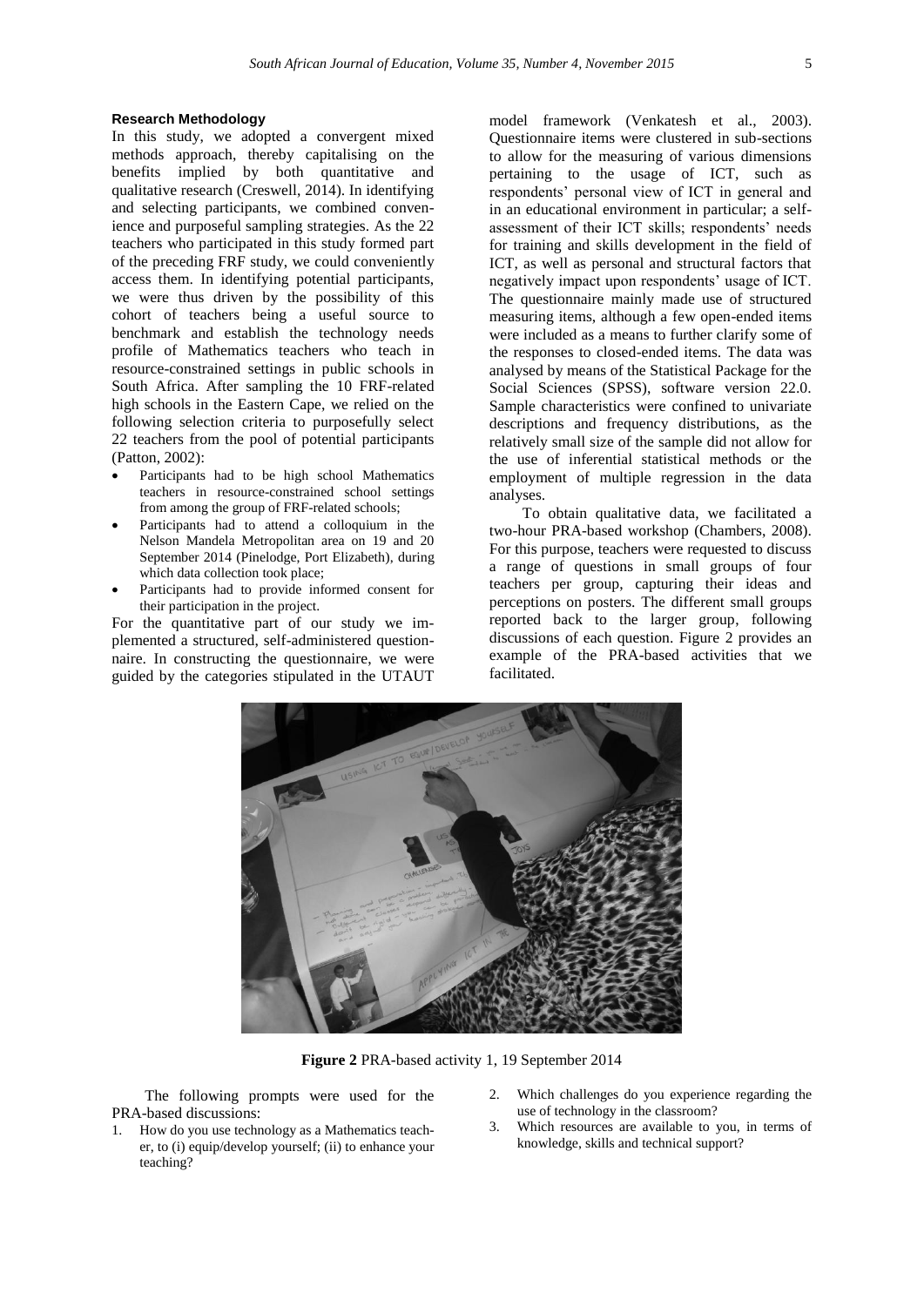### Research Methodology

In this study, we adopted a convergent mixed methods approach, thereby capitalising on the benefits implied by both quantitative and qualitative research (Creswell, 2014). In identifying and selecting participants, we combined convenience and purposeful sampling strategies. As the 22 teachers who participated in this study formed part of the preceding FRF study, we could conveniently access them. In identifying potential participants, we were thus driven by the possibility of this cohort of teachers being a useful source to benchmark and establish the technology needs profile of Mathematics teachers who teach in resource-constrained settings in public schools in South Africa. After sampling the 10 FRF-related high schools in the Eastern Cape, we relied on the following selection criteria to purposefully select 22 teachers from the pool of potential participants (Patton, 2002):

- Participants had to be high school Mathematics teachers in resource-constrained school settings from among the group of FRF-related schools;
- Participants had to attend a colloquium in the Nelson Mandela Metropolitan area on 19 and 20 September 2014 (Pinelodge, Port Elizabeth), during which data collection took place;
- Participants had to provide informed consent for their participation in the project.

For the quantitative part of our study we implemented a structured, self-administered questionnaire. In constructing the questionnaire, we were guided by the categories stipulated in the UTAUT model framework (Venkatesh et al., 2003). Questionnaire items were clustered in sub-sections to allow for the measuring of various dimensions pertaining to the usage of ICT, such as respondents' personal view of ICT in general and in an educational environment in particular; a self-assessment of their ICT skills; respondents' needs for training and skills development in the field of ICT, as well as personal and structural factors that negatively impact upon respondents' usage of ICT. The questionnaire mainly made use of structured measuring items, although a few open-ended items were included as a means to further clarify some of the responses to closed-ended items. The data was analysed by means of the Statistical Package for the Social Sciences (SPSS), software version 22.0. Sample characteristics were confined to univariate descriptions and frequency distributions, as the relatively small size of the sample did not allow for the use of inferential statistical methods or the employment of multiple regression in the data analyses.

To obtain qualitative data, we facilitated a two-hour PRA-based workshop (Chambers, 2008). For this purpose, teachers were requested to discuss a range of questions in small groups of four teachers per group, capturing their ideas and perceptions on posters. The different small groups reported back to the larger group, following discussions of each question. Figure 2 provides an example of the PRA-based activities that we facilitated.

**Figure 2** PRA-based activity 1, 19 September 2014

The following prompts were used for the PRA-based discussions:

1. How do you use technology as a Mathematics teacher, to (i) equip/develop yourself; (ii) to enhance your teaching?
2. Which challenges do you experience regarding the use of technology in the classroom?
3. Which resources are available to you, in terms of knowledge, skills and technical support?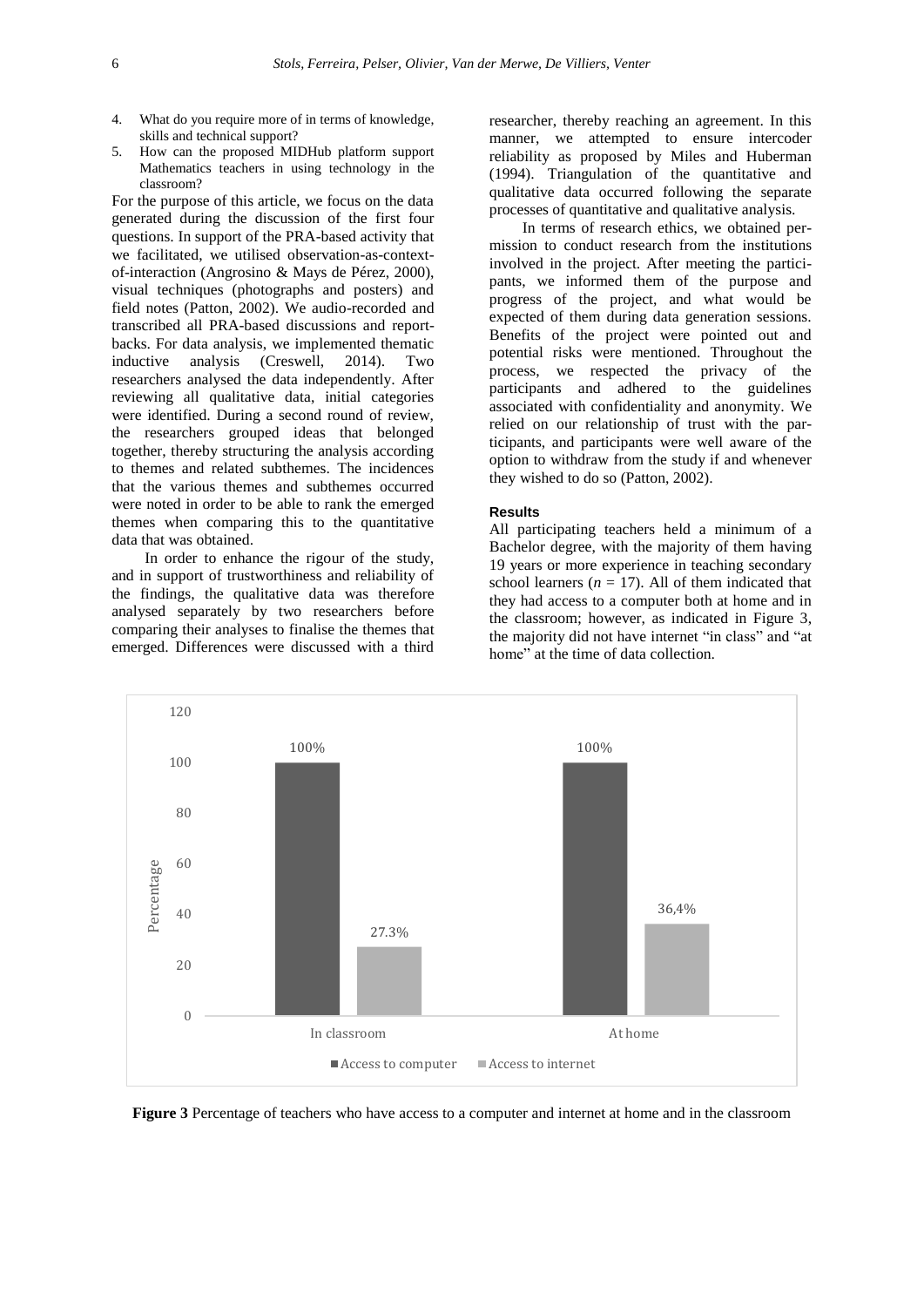4. What do you require more of in terms of knowledge, skills and technical support?
5. How can the proposed MIDHub platform support Mathematics teachers in using technology in the classroom?

For the purpose of this article, we focus on the data generated during the discussion of the first four questions. In support of the PRA-based activity that we facilitated, we utilised observation-as-context-of-interaction (Angrosino & Mays de Pérez, 2000), visual techniques (photographs and posters) and field notes (Patton, 2002). We audio-recorded and transcribed all PRA-based discussions and report-backs. For data analysis, we implemented thematic inductive analysis (Creswell, 2014). Two researchers analysed the data independently. After reviewing all qualitative data, initial categories were identified. During a second round of review, the researchers grouped ideas that belonged together, thereby structuring the analysis according to themes and related subthemes. The incidences that the various themes and subthemes occurred were noted in order to be able to rank the emerged themes when comparing this to the quantitative data that was obtained.

In order to enhance the rigour of the study, and in support of trustworthiness and reliability of the findings, the qualitative data was therefore analysed separately by two researchers before comparing their analyses to finalise the themes that emerged. Differences were discussed with a third researcher, thereby reaching an agreement. In this manner, we attempted to ensure intercoder reliability as proposed by Miles and Huberman (1994). Triangulation of the quantitative and qualitative data occurred following the separate processes of quantitative and qualitative analysis.

In terms of research ethics, we obtained permission to conduct research from the institutions involved in the project. After meeting the participants, we informed them of the purpose and progress of the project, and what would be expected of them during data generation sessions. Benefits of the project were pointed out and potential risks were mentioned. Throughout the process, we respected the privacy of the participants and adhered to the guidelines associated with confidentiality and anonymity. We relied on our relationship of trust with the participants, and participants were well aware of the option to withdraw from the study if and whenever they wished to do so (Patton, 2002).

#### Results

All participating teachers held a minimum of a Bachelor degree, with the majority of them having 19 years or more experience in teaching secondary school learners ($n$ = 17). All of them indicated that they had access to a computer both at home and in the classroom; however, as indicated in Figure 3, the majority did not have internet "in class" and "at home" at the time of data collection.

**Figure 3** Percentage of teachers who have access to a computer and internet at home and in the classroom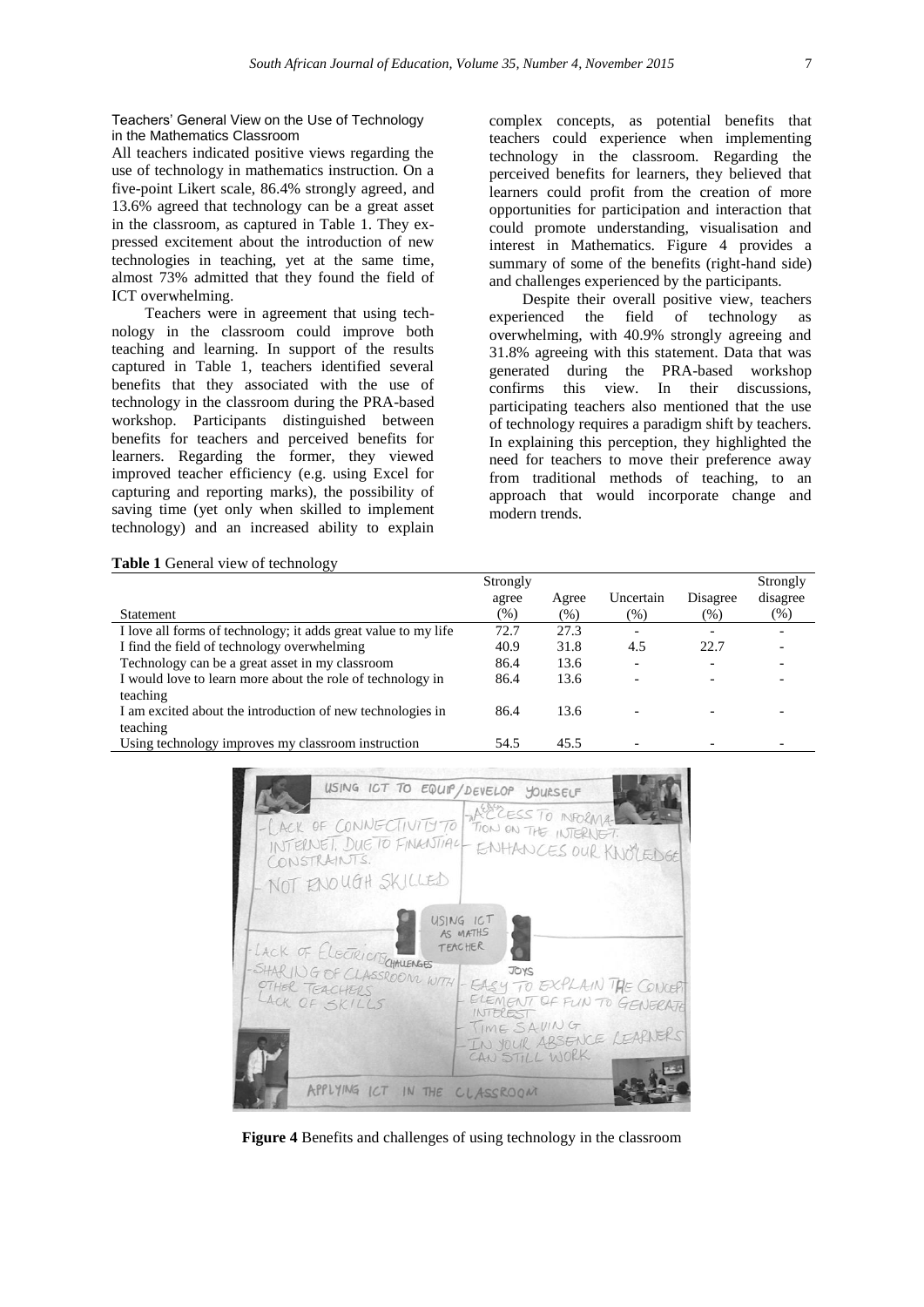### Teachers' General View on the Use of Technology in the Mathematics Classroom

All teachers indicated positive views regarding the use of technology in mathematics instruction. On a five-point Likert scale, 86.4% strongly agreed, and 13.6% agreed that technology can be a great asset in the classroom, as captured in Table 1. They expressed excitement about the introduction of new technologies in teaching, yet at the same time, almost 73% admitted that they found the field of ICT overwhelming.

Teachers were in agreement that using technology in the classroom could improve both teaching and learning. In support of the results captured in Table 1, teachers identified several benefits that they associated with the use of technology in the classroom during the PRA-based workshop. Participants distinguished between benefits for teachers and perceived benefits for learners. Regarding the former, they viewed improved teacher efficiency (e.g. using Excel for capturing and reporting marks), the possibility of saving time (yet only when skilled to implement technology) and an increased ability to explain complex concepts, as potential benefits that teachers could experience when implementing technology in the classroom. Regarding the perceived benefits for learners, they believed that learners could profit from the creation of more opportunities for participation and interaction that could promote understanding, visualisation and interest in Mathematics. Figure 4 provides a summary of some of the benefits (right-hand side) and challenges experienced by the participants.

Despite their overall positive view, teachers experienced the field of technology as overwhelming, with 40.9% strongly agreeing and 31.8% agreeing with this statement. Data that was generated during the PRA-based workshop confirms this view. In their discussions, participating teachers also mentioned that the use of technology requires a paradigm shift by teachers. In explaining this perception, they highlighted the need for teachers to move their preference away from traditional methods of teaching, to an approach that would incorporate change and modern trends.

**Table 1** General view of technology

| Statement | Strongly agree (%) | Agree (%) | Uncertain (%) | Disagree (%) | Strongly disagree (%) |
|---|---|---|---|---|---|
| I love all forms of technology; it adds great value to my life | 72.7 | 27.3 | - | - | - |
| I find the field of technology overwhelming | 40.9 | 31.8 | 4.5 | 22.7 | - |
| Technology can be a great asset in my classroom | 86.4 | 13.6 | - | - | - |
| I would love to learn more about the role of technology in teaching | 86.4 | 13.6 | - | - | - |
| I am excited about the introduction of new technologies in teaching | 86.4 | 13.6 | - | - | - |
| Using technology improves my classroom instruction | 54.5 | 45.5 | - | - | - |

**Figure 4** Benefits and challenges of using technology in the classroom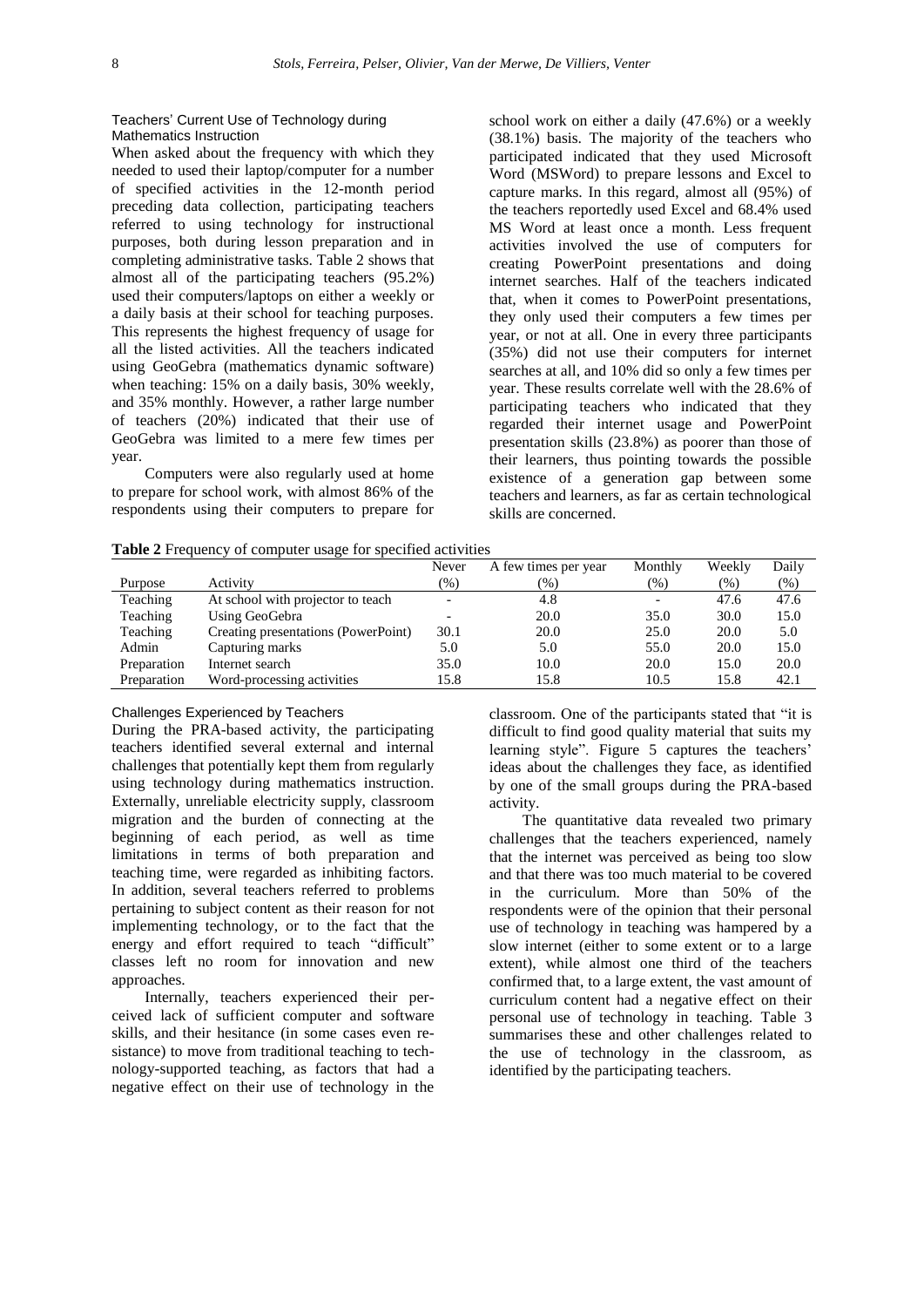### Teachers' Current Use of Technology during Mathematics Instruction

When asked about the frequency with which they needed to used their laptop/computer for a number of specified activities in the 12-month period preceding data collection, participating teachers referred to using technology for instructional purposes, both during lesson preparation and in completing administrative tasks. Table 2 shows that almost all of the participating teachers (95.2%) used their computers/laptops on either a weekly or a daily basis at their school for teaching purposes. This represents the highest frequency of usage for all the listed activities. All the teachers indicated using GeoGebra (mathematics dynamic software) when teaching: 15% on a daily basis, 30% weekly, and 35% monthly. However, a rather large number of teachers (20%) indicated that their use of GeoGebra was limited to a mere few times per year.

Computers were also regularly used at home to prepare for school work, with almost 86% of the respondents using their computers to prepare for school work on either a daily (47.6%) or a weekly (38.1%) basis. The majority of the teachers who participated indicated that they used Microsoft Word (MSWord) to prepare lessons and Excel to capture marks. In this regard, almost all (95%) of the teachers reportedly used Excel and 68.4% used MS Word at least once a month. Less frequent activities involved the use of computers for creating PowerPoint presentations and doing internet searches. Half of the teachers indicated that, when it comes to PowerPoint presentations, they only used their computers a few times per year, or not at all. One in every three participants (35%) did not use their computers for internet searches at all, and 10% did so only a few times per year. These results correlate well with the 28.6% of participating teachers who indicated that they regarded their internet usage and PowerPoint presentation skills (23.8%) as poorer than those of their learners, thus pointing towards the possible existence of a generation gap between some teachers and learners, as far as certain technological skills are concerned.

**Table 2** Frequency of computer usage for specified activities

| Purpose | Activity | Never (%) | A few times per year (%) | Monthly (%) | Weekly (%) | Daily (%) |
|---|---|---|---|---|---|---|
| Teaching | At school with projector to teach | - | 4.8 | - | 47.6 | 47.6 |
| Teaching | Using GeoGebra | - | 20.0 | 35.0 | 30.0 | 15.0 |
| Teaching | Creating presentations (PowerPoint) | 30.1 | 20.0 | 25.0 | 20.0 | 5.0 |
| Admin | Capturing marks | 5.0 | 5.0 | 55.0 | 20.0 | 15.0 |
| Preparation | Internet search | 35.0 | 10.0 | 20.0 | 15.0 | 20.0 |
| Preparation | Word-processing activities | 15.8 | 15.8 | 10.5 | 15.8 | 42.1 |

### Challenges Experienced by Teachers

During the PRA-based activity, the participating teachers identified several external and internal challenges that potentially kept them from regularly using technology during mathematics instruction. Externally, unreliable electricity supply, classroom migration and the burden of connecting at the beginning of each period, as well as time limitations in terms of both preparation and teaching time, were regarded as inhibiting factors. In addition, several teachers referred to problems pertaining to subject content as their reason for not implementing technology, or to the fact that the energy and effort required to teach "difficult" classes left no room for innovation and new approaches.

Internally, teachers experienced their perceived lack of sufficient computer and software skills, and their hesitance (in some cases even resistance) to move from traditional teaching to technology-supported teaching, as factors that had a negative effect on their use of technology in the classroom. One of the participants stated that "it is difficult to find good quality material that suits my learning style". Figure 5 captures the teachers' ideas about the challenges they face, as identified by one of the small groups during the PRA-based activity.

The quantitative data revealed two primary challenges that the teachers experienced, namely that the internet was perceived as being too slow and that there was too much material to be covered in the curriculum. More than 50% of the respondents were of the opinion that their personal use of technology in teaching was hampered by a slow internet (either to some extent or to a large extent), while almost one third of the teachers confirmed that, to a large extent, the vast amount of curriculum content had a negative effect on their personal use of technology in teaching. Table 3 summarises these and other challenges related to the use of technology in the classroom, as identified by the participating teachers.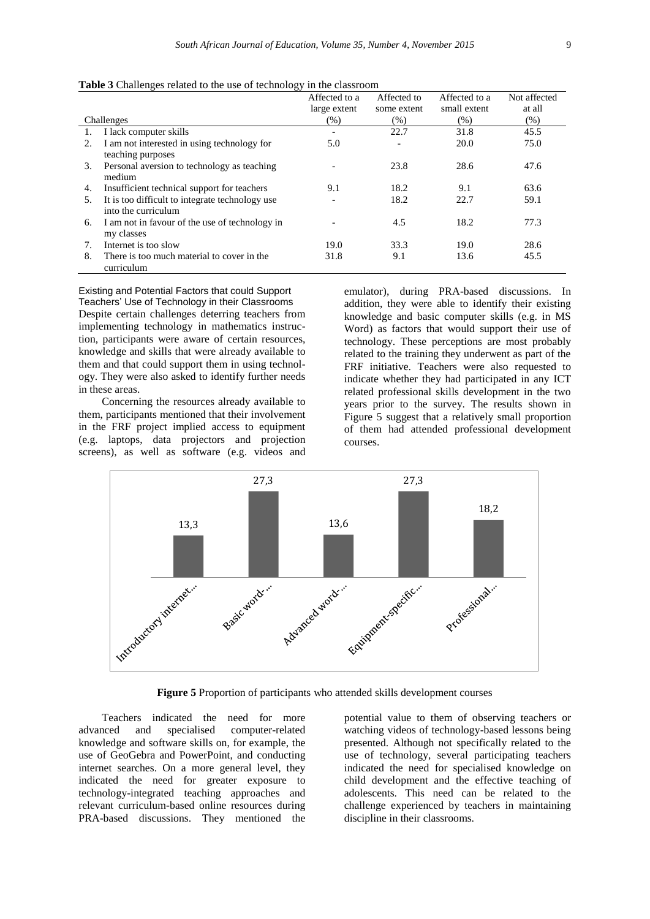**Table 3** Challenges related to the use of technology in the classroom

| Challenges | Affected to a large extent (%) | Affected to some extent (%) | Affected to a small extent (%) | Not affected at all (%) |
|---|---|---|---|---|
| 1. I lack computer skills | - | 22.7 | 31.8 | 45.5 |
| 2. I am not interested in using technology for teaching purposes | 5.0 | - | 20.0 | 75.0 |
| 3. Personal aversion to technology as teaching medium | - | 23.8 | 28.6 | 47.6 |
| 4. Insufficient technical support for teachers | 9.1 | 18.2 | 9.1 | 63.6 |
| 5. It is too difficult to integrate technology use into the curriculum | - | 18.2 | 22.7 | 59.1 |
| 6. I am not in favour of the use of technology in my classes | - | 4.5 | 18.2 | 77.3 |
| 7. Internet is too slow | 19.0 | 33.3 | 19.0 | 28.6 |
| 8. There is too much material to cover in the curriculum | 31.8 | 9.1 | 13.6 | 45.5 |

### Existing and Potential Factors that could Support Teachers' Use of Technology in their Classrooms

Despite certain challenges deterring teachers from implementing technology in mathematics instruction, participants were aware of certain resources, knowledge and skills that were already available to them and that could support them in using technology. They were also asked to identify further needs in these areas.

Concerning the resources already available to them, participants mentioned that their involvement in the FRF project implied access to equipment (e.g. laptops, data projectors and projection screens), as well as software (e.g. videos and emulator), during PRA-based discussions. In addition, they were able to identify their existing knowledge and basic computer skills (e.g. in MS Word) as factors that would support their use of technology. These perceptions are most probably related to the training they underwent as part of the FRF initiative. Teachers were also requested to indicate whether they had participated in any ICT related professional skills development in the two years prior to the survey. The results shown in Figure 5 suggest that a relatively small proportion of them had attended professional development courses.

| Course | % |
|---|---|
| Introductory internet... | 13,3 |
| Basic word-... | 27,3 |
| Advanced word-... | 13,6 |
| Equipment-specific... | 27,3 |
| Professional... | 18,2 |

**Figure 5** Proportion of participants who attended skills development courses

Teachers indicated the need for more advanced and specialised computer-related knowledge and software skills on, for example, the use of GeoGebra and PowerPoint, and conducting internet searches. On a more general level, they indicated the need for greater exposure to technology-integrated teaching approaches and relevant curriculum-based online resources during PRA-based discussions. They mentioned the potential value to them of observing teachers or watching videos of technology-based lessons being presented. Although not specifically related to the use of technology, several participating teachers indicated the need for specialised knowledge on child development and the effective teaching of adolescents. This need can be related to the challenge experienced by teachers in maintaining discipline in their classrooms.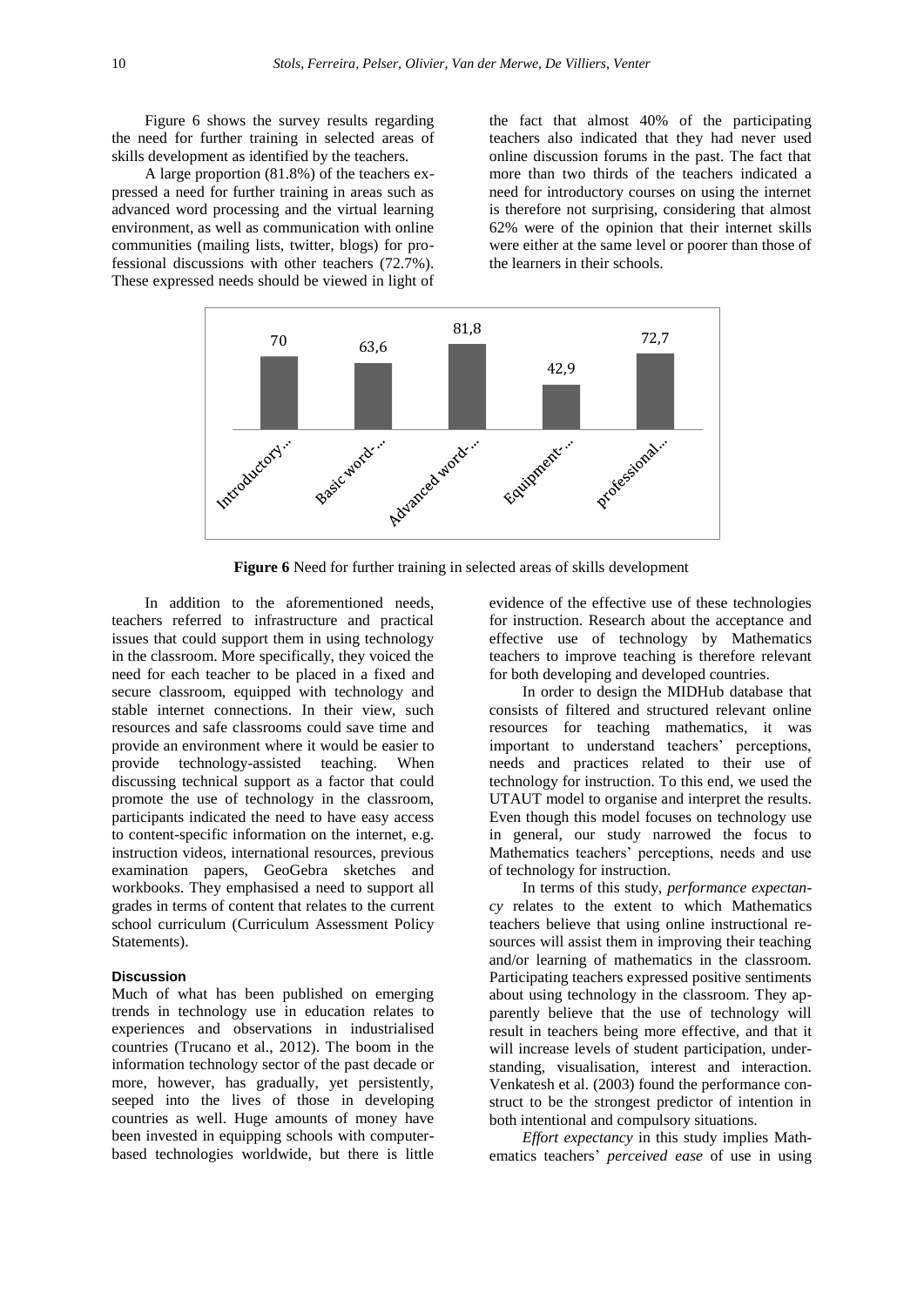Figure 6 shows the survey results regarding the need for further training in selected areas of skills development as identified by the teachers.

A large proportion (81.8%) of the teachers expressed a need for further training in areas such as advanced word processing and the virtual learning environment, as well as communication with online communities (mailing lists, twitter, blogs) for professional discussions with other teachers (72.7%). These expressed needs should be viewed in light of the fact that almost 40% of the participating teachers also indicated that they had never used online discussion forums in the past. The fact that more than two thirds of the teachers indicated a need for introductory courses on using the internet is therefore not surprising, considering that almost 62% were of the opinion that their internet skills were either at the same level or poorer than those of the learners in their schools.

| Introductory... | Basic word-... | Advanced word-... | Equipment-... | professional... |
|---|---|---|---|---|
| 70 | 63,6 | 81,8 | 42,9 | 72,7 |

**Figure 6** Need for further training in selected areas of skills development

In addition to the aforementioned needs, teachers referred to infrastructure and practical issues that could support them in using technology in the classroom. More specifically, they voiced the need for each teacher to be placed in a fixed and secure classroom, equipped with technology and stable internet connections. In their view, such resources and safe classrooms could save time and provide an environment where it would be easier to provide technology-assisted teaching. When discussing technical support as a factor that could promote the use of technology in the classroom, participants indicated the need to have easy access to content-specific information on the internet, e.g. instruction videos, international resources, previous examination papers, GeoGebra sketches and workbooks. They emphasised a need to support all grades in terms of content that relates to the current school curriculum (Curriculum Assessment Policy Statements).

#### Discussion

Much of what has been published on emerging trends in technology use in education relates to experiences and observations in industrialised countries (Trucano et al., 2012). The boom in the information technology sector of the past decade or more, however, has gradually, yet persistently, seeped into the lives of those in developing countries as well. Huge amounts of money have been invested in equipping schools with computer-based technologies worldwide, but there is little evidence of the effective use of these technologies for instruction. Research about the acceptance and effective use of technology by Mathematics teachers to improve teaching is therefore relevant for both developing and developed countries.

In order to design the MIDHub database that consists of filtered and structured relevant online resources for teaching mathematics, it was important to understand teachers' perceptions, needs and practices related to their use of technology for instruction. To this end, we used the UTAUT model to organise and interpret the results. Even though this model focuses on technology use in general, our study narrowed the focus to Mathematics teachers' perceptions, needs and use of technology for instruction.

In terms of this study, *performance expectancy* relates to the extent to which Mathematics teachers believe that using online instructional resources will assist them in improving their teaching and/or learning of mathematics in the classroom. Participating teachers expressed positive sentiments about using technology in the classroom. They apparently believe that the use of technology will result in teachers being more effective, and that it will increase levels of student participation, understanding, visualisation, interest and interaction. Venkatesh et al. (2003) found the performance construct to be the strongest predictor of intention in both intentional and compulsory situations.

*Effort expectancy* in this study implies Mathematics teachers' *perceived ease* of use in using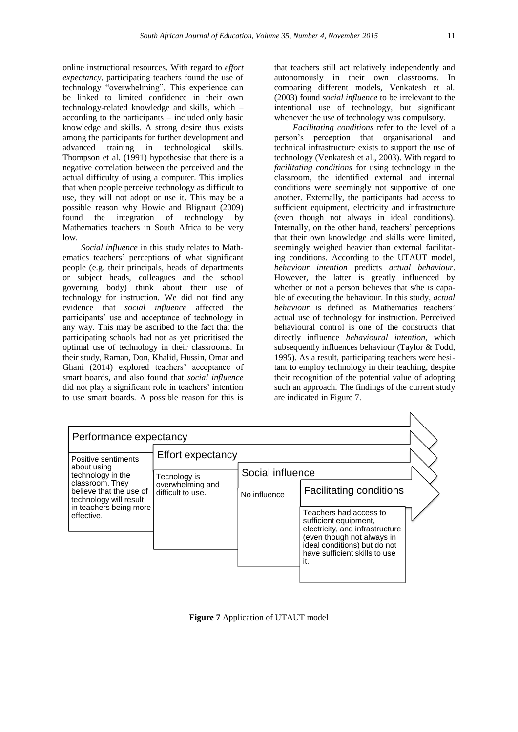online instructional resources. With regard to *effort expectancy*, participating teachers found the use of technology "overwhelming". This experience can be linked to limited confidence in their own technology-related knowledge and skills, which – according to the participants – included only basic knowledge and skills. A strong desire thus exists among the participants for further development and advanced training in technological skills. Thompson et al. (1991) hypothesise that there is a negative correlation between the perceived and the actual difficulty of using a computer. This implies that when people perceive technology as difficult to use, they will not adopt or use it. This may be a possible reason why Howie and Blignaut (2009) found the integration of technology by Mathematics teachers in South Africa to be very low.

*Social influence* in this study relates to Mathematics teachers' perceptions of what significant people (e.g. their principals, heads of departments or subject heads, colleagues and the school governing body) think about their use of technology for instruction. We did not find any evidence that *social influence* affected the participants' use and acceptance of technology in any way. This may be ascribed to the fact that the participating schools had not as yet prioritised the optimal use of technology in their classrooms. In their study, Raman, Don, Khalid, Hussin, Omar and Ghani (2014) explored teachers' acceptance of smart boards, and also found that *social influence* did not play a significant role in teachers' intention to use smart boards. A possible reason for this is that teachers still act relatively independently and autonomously in their own classrooms. In comparing different models, Venkatesh et al. (2003) found *social influence* to be irrelevant to the intentional use of technology, but significant whenever the use of technology was compulsory.

*Facilitating conditions* refer to the level of a person's perception that organisational and technical infrastructure exists to support the use of technology (Venkatesh et al., 2003). With regard to *facilitating conditions* for using technology in the classroom, the identified external and internal conditions were seemingly not supportive of one another. Externally, the participants had access to sufficient equipment, electricity and infrastructure (even though not always in ideal conditions). Internally, on the other hand, teachers' perceptions that their own knowledge and skills were limited, seemingly weighed heavier than external facilitating conditions. According to the UTAUT model, *behaviour intention* predicts *actual behaviour*. However, the latter is greatly influenced by whether or not a person believes that s/he is capable of executing the behaviour. In this study, *actual behaviour* is defined as Mathematics teachers' actual use of technology for instruction. Perceived behavioural control is one of the constructs that directly influence *behavioural intention*, which subsequently influences behaviour (Taylor & Todd, 1995). As a result, participating teachers were hesitant to employ technology in their teaching, despite their recognition of the potential value of adopting such an approach. The findings of the current study are indicated in Figure 7.

| Performance expectancy | Effort expectancy | Social influence | Facilitating conditions |
|---|---|---|---|
| Positive sentiments about using technology in the classroom. They believe that the use of technology will result in teachers being more effective. | Tecnology is overwhelming and difficult to use. | No influence | Teachers had access to sufficient equipment, electricity, and infrastructure (even though not always in ideal conditions) but do not have sufficient skills to use it. |

**Figure 7** Application of UTAUT model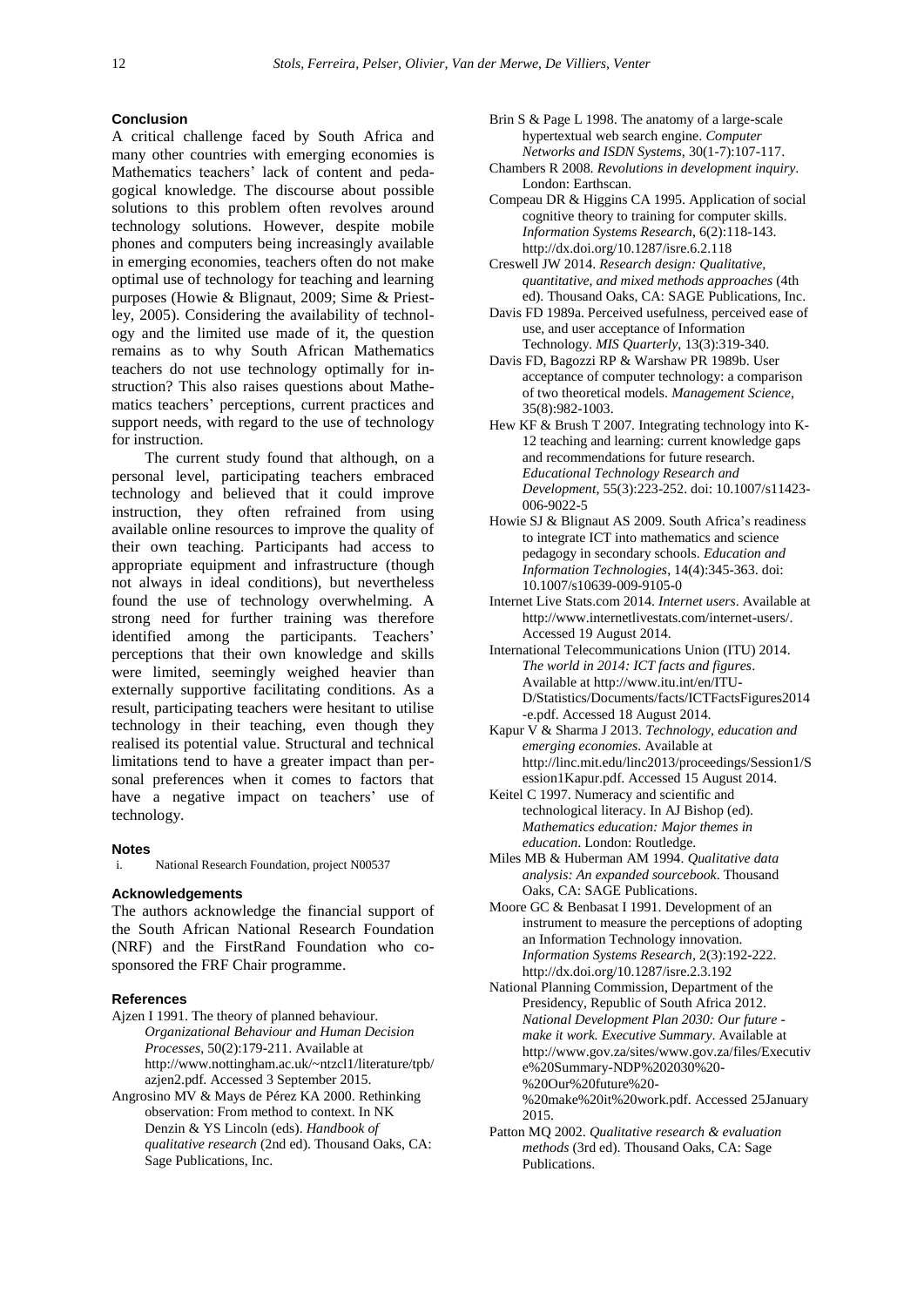## Conclusion

A critical challenge faced by South Africa and many other countries with emerging economies is Mathematics teachers' lack of content and pedagogical knowledge. The discourse about possible solutions to this problem often revolves around technology solutions. However, despite mobile phones and computers being increasingly available in emerging economies, teachers often do not make optimal use of technology for teaching and learning purposes (Howie & Blignaut, 2009; Sime & Priestley, 2005). Considering the availability of technology and the limited use made of it, the question remains as to why South African Mathematics teachers do not use technology optimally for instruction? This also raises questions about Mathematics teachers' perceptions, current practices and support needs, with regard to the use of technology for instruction.

The current study found that although, on a personal level, participating teachers embraced technology and believed that it could improve instruction, they often refrained from using available online resources to improve the quality of their own teaching. Participants had access to appropriate equipment and infrastructure (though not always in ideal conditions), but nevertheless found the use of technology overwhelming. A strong need for further training was therefore identified among the participants. Teachers' perceptions that their own knowledge and skills were limited, seemingly weighed heavier than externally supportive facilitating conditions. As a result, participating teachers were hesitant to utilise technology in their teaching, even though they realised its potential value. Structural and technical limitations tend to have a greater impact than personal preferences when it comes to factors that have a negative impact on teachers' use of technology.

## Notes

i. National Research Foundation, project N00537

## Acknowledgements

The authors acknowledge the financial support of the South African National Research Foundation (NRF) and the FirstRand Foundation who co-sponsored the FRF Chair programme.

## References

Ajzen I 1991. The theory of planned behaviour. *Organizational Behaviour and Human Decision Processes*, 50(2):179-211. Available at http://www.nottingham.ac.uk/~ntzcl1/literature/tpb/azjen2.pdf. Accessed 3 September 2015.

Angrosino MV & Mays de Pérez KA 2000. Rethinking observation: From method to context. In NK Denzin & YS Lincoln (eds). *Handbook of qualitative research* (2nd ed). Thousand Oaks, CA: Sage Publications, Inc.

Brin S & Page L 1998. The anatomy of a large-scale hypertextual web search engine. *Computer Networks and ISDN Systems*, 30(1-7):107-117.

Chambers R 2008. *Revolutions in development inquiry*. London: Earthscan.

Compeau DR & Higgins CA 1995. Application of social cognitive theory to training for computer skills. *Information Systems Research*, 6(2):118-143. http://dx.doi.org/10.1287/isre.6.2.118

Creswell JW 2014. *Research design: Qualitative, quantitative, and mixed methods approaches* (4th ed). Thousand Oaks, CA: SAGE Publications, Inc.

Davis FD 1989a. Perceived usefulness, perceived ease of use, and user acceptance of Information Technology. *MIS Quarterly*, 13(3):319-340.

Davis FD, Bagozzi RP & Warshaw PR 1989b. User acceptance of computer technology: a comparison of two theoretical models. *Management Science*, 35(8):982-1003.

Hew KF & Brush T 2007. Integrating technology into K-12 teaching and learning: current knowledge gaps and recommendations for future research. *Educational Technology Research and Development*, 55(3):223-252. doi: 10.1007/s11423-006-9022-5

Howie SJ & Blignaut AS 2009. South Africa's readiness to integrate ICT into mathematics and science pedagogy in secondary schools. *Education and Information Technologies*, 14(4):345-363. doi: 10.1007/s10639-009-9105-0

Internet Live Stats.com 2014. *Internet users*. Available at http://www.internetlivestats.com/internet-users/. Accessed 19 August 2014.

International Telecommunications Union (ITU) 2014. *The world in 2014: ICT facts and figures*. Available at http://www.itu.int/en/ITU-D/Statistics/Documents/facts/ICTFactsFigures2014-e.pdf. Accessed 18 August 2014.

Kapur V & Sharma J 2013. *Technology, education and emerging economies*. Available at http://linc.mit.edu/linc2013/proceedings/Session1/Session1Kapur.pdf. Accessed 15 August 2014.

Keitel C 1997. Numeracy and scientific and technological literacy. In AJ Bishop (ed). *Mathematics education: Major themes in education*. London: Routledge.

Miles MB & Huberman AM 1994. *Qualitative data analysis: An expanded sourcebook*. Thousand Oaks, CA: SAGE Publications.

Moore GC & Benbasat I 1991. Development of an instrument to measure the perceptions of adopting an Information Technology innovation. *Information Systems Research*, 2(3):192-222. http://dx.doi.org/10.1287/isre.2.3.192

National Planning Commission, Department of the Presidency, Republic of South Africa 2012. *National Development Plan 2030: Our future - make it work. Executive Summary*. Available at http://www.gov.za/sites/www.gov.za/files/Executive%20Summary-NDP%202030%20-%20Our%20future%20-%20make%20it%20work.pdf. Accessed 25January 2015.

Patton MQ 2002. *Qualitative research & evaluation methods* (3rd ed). Thousand Oaks, CA: Sage Publications.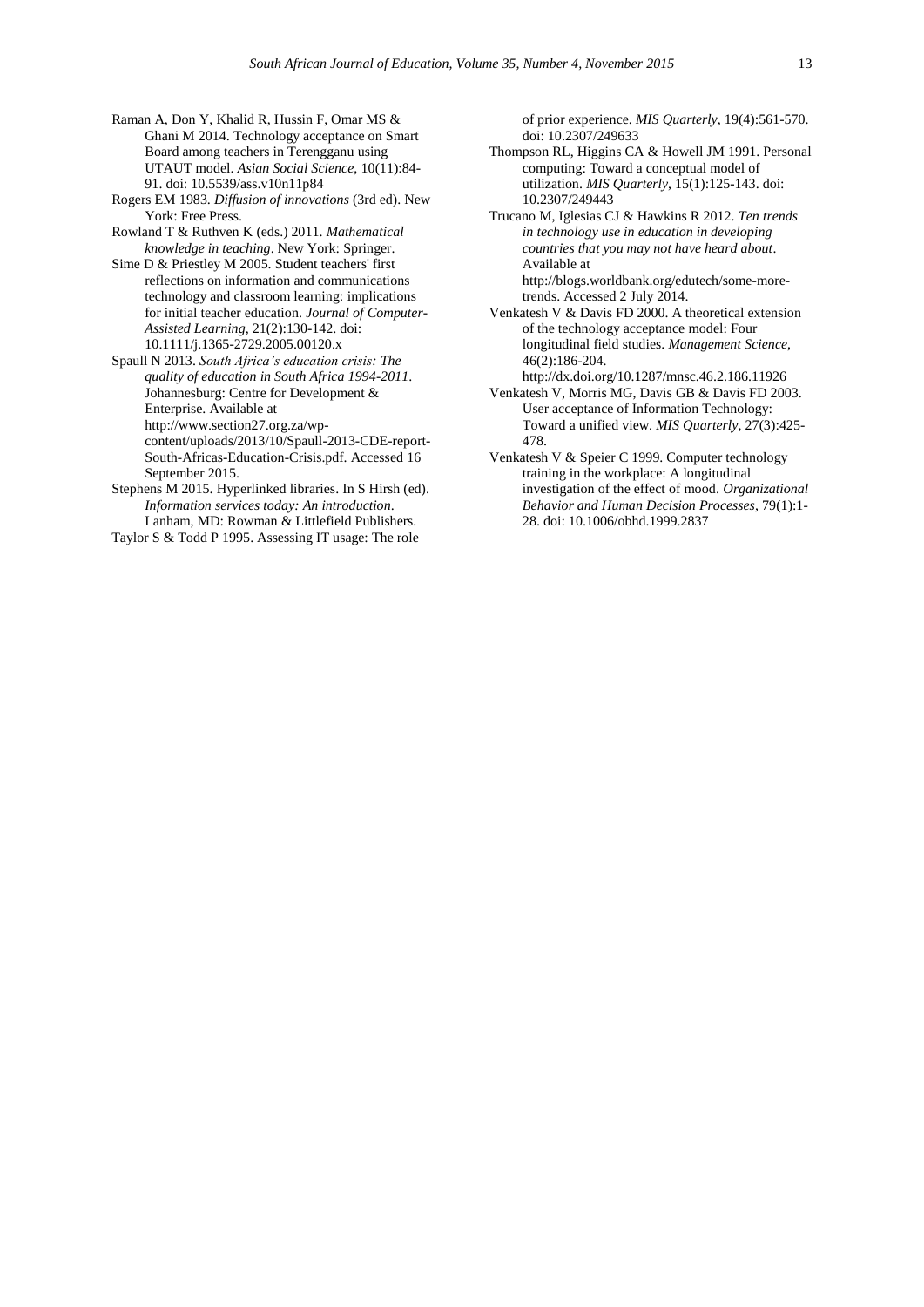Raman A, Don Y, Khalid R, Hussin F, Omar MS & Ghani M 2014. Technology acceptance on Smart Board among teachers in Terengganu using UTAUT model. *Asian Social Science*, 10(11):84-91. doi: 10.5539/ass.v10n11p84

Rogers EM 1983. *Diffusion of innovations* (3rd ed). New York: Free Press.

Rowland T & Ruthven K (eds.) 2011. *Mathematical knowledge in teaching*. New York: Springer.

Sime D & Priestley M 2005. Student teachers' first reflections on information and communications technology and classroom learning: implications for initial teacher education. *Journal of Computer-Assisted Learning*, 21(2):130-142. doi: 10.1111/j.1365-2729.2005.00120.x

Spaull N 2013. *South Africa's education crisis: The quality of education in South Africa 1994-2011*. Johannesburg: Centre for Development & Enterprise. Available at http://www.section27.org.za/wp-content/uploads/2013/10/Spaull-2013-CDE-report-South-Africas-Education-Crisis.pdf. Accessed 16 September 2015.

Stephens M 2015. Hyperlinked libraries. In S Hirsh (ed). *Information services today: An introduction*. Lanham, MD: Rowman & Littlefield Publishers.

Taylor S & Todd P 1995. Assessing IT usage: The role of prior experience. *MIS Quarterly*, 19(4):561-570. doi: 10.2307/249633

Thompson RL, Higgins CA & Howell JM 1991. Personal computing: Toward a conceptual model of utilization. *MIS Quarterly*, 15(1):125-143. doi: 10.2307/249443

Trucano M, Iglesias CJ & Hawkins R 2012. *Ten trends in technology use in education in developing countries that you may not have heard about*. Available at http://blogs.worldbank.org/edutech/some-more-trends. Accessed 2 July 2014.

Venkatesh V & Davis FD 2000. A theoretical extension of the technology acceptance model: Four longitudinal field studies. *Management Science*, 46(2):186-204. http://dx.doi.org/10.1287/mnsc.46.2.186.11926

Venkatesh V, Morris MG, Davis GB & Davis FD 2003. User acceptance of Information Technology: Toward a unified view. *MIS Quarterly*, 27(3):425-478.

Venkatesh V & Speier C 1999. Computer technology training in the workplace: A longitudinal investigation of the effect of mood. *Organizational Behavior and Human Decision Processes*, 79(1):1-28. doi: 10.1006/obhd.1999.2837